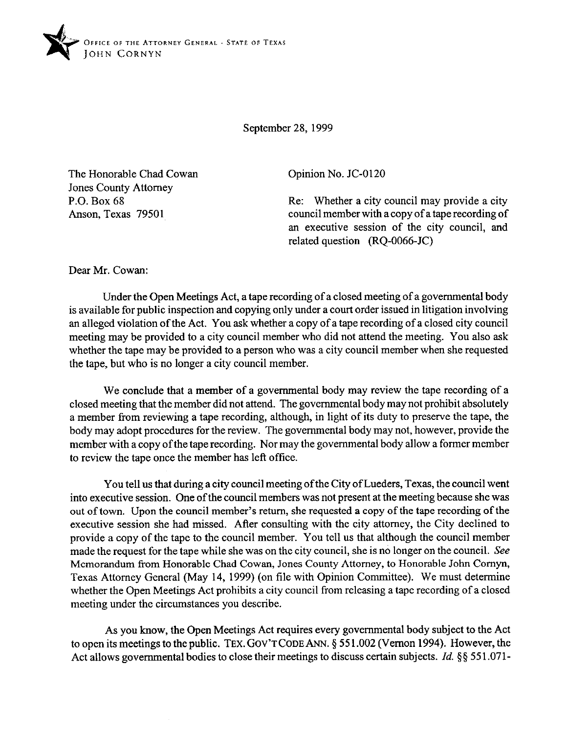OFFICE OF THE ATTORNEY GENERAL · STATE OF TEXAS
JOHN CORNYN

September 28, 1999

The Honorable Chad Cowan
Jones County Attorney
P.O. Box 68
Anson, Texas 79501

Opinion No. JC-0120

Re: Whether a city council may provide a city council member with a copy of a tape recording of an executive session of the city council, and related question (RQ-0066-JC)

Dear Mr. Cowan:

Under the Open Meetings Act, a tape recording of a closed meeting of a governmental body is available for public inspection and copying only under a court order issued in litigation involving an alleged violation of the Act. You ask whether a copy of a tape recording of a closed city council meeting may be provided to a city council member who did not attend the meeting. You also ask whether the tape may be provided to a person who was a city council member when she requested the tape, but who is no longer a city council member.

We conclude that a member of a governmental body may review the tape recording of a closed meeting that the member did not attend. The governmental body may not prohibit absolutely a member from reviewing a tape recording, although, in light of its duty to preserve the tape, the body may adopt procedures for the review. The governmental body may not, however, provide the member with a copy of the tape recording. Nor may the governmental body allow a former member to review the tape once the member has left office.

You tell us that during a city council meeting of the City of Lueders, Texas, the council went into executive session. One of the council members was not present at the meeting because she was out of town. Upon the council member's return, she requested a copy of the tape recording of the executive session she had missed. After consulting with the city attorney, the City declined to provide a copy of the tape to the council member. You tell us that although the council member made the request for the tape while she was on the city council, she is no longer on the council. *See* Memorandum from Honorable Chad Cowan, Jones County Attorney, to Honorable John Cornyn, Texas Attorney General (May 14, 1999) (on file with Opinion Committee). We must determine whether the Open Meetings Act prohibits a city council from releasing a tape recording of a closed meeting under the circumstances you describe.

As you know, the Open Meetings Act requires every governmental body subject to the Act to open its meetings to the public. TEX. GOV'T CODE ANN. § 551.002 (Vernon 1994). However, the Act allows governmental bodies to close their meetings to discuss certain subjects. *Id.* §§ 551.071-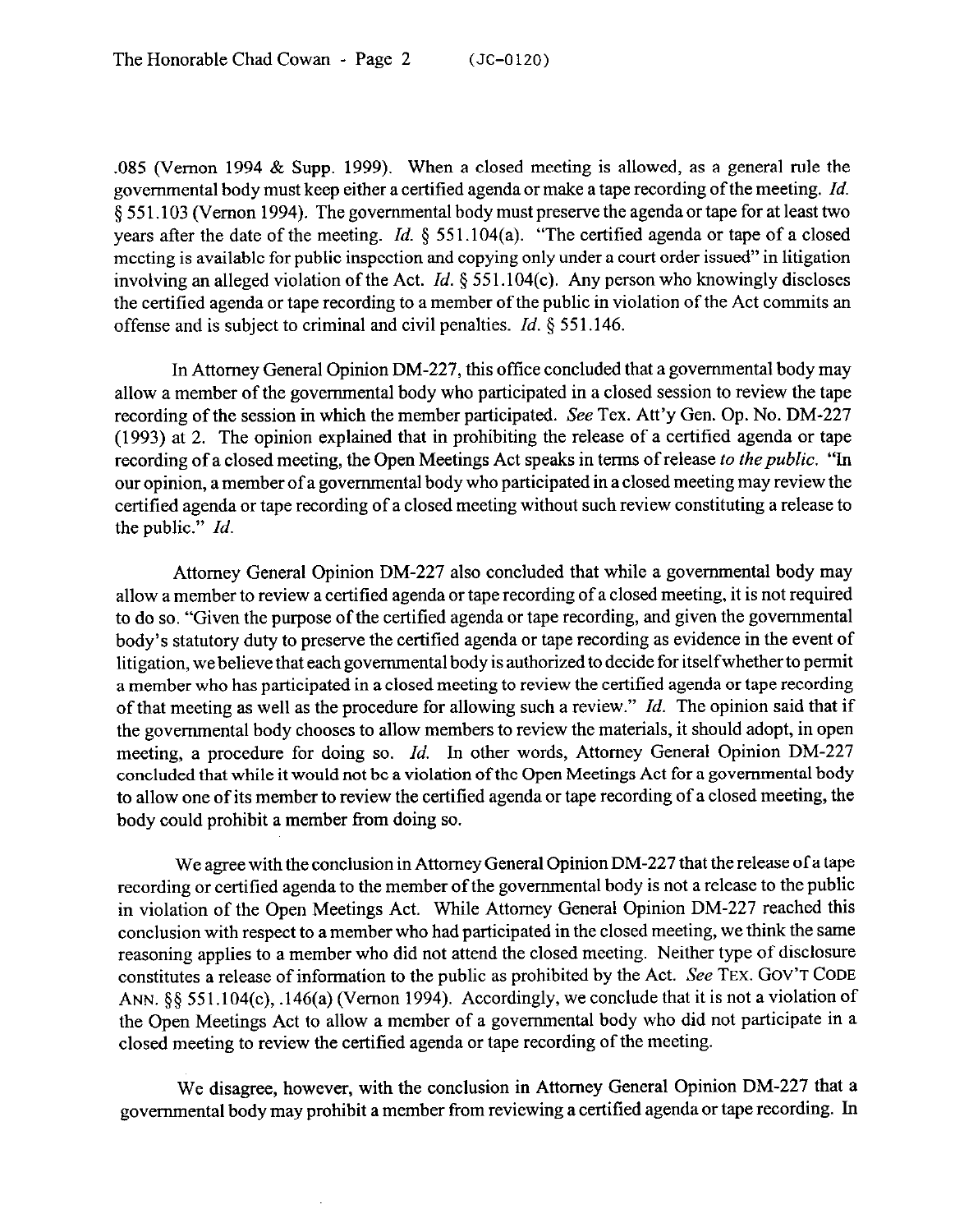.085 (Vernon 1994 & Supp. 1999). When a closed meeting is allowed, as a general rule the governmental body must keep either a certified agenda or make a tape recording of the meeting. *Id.* § 551.103 (Vernon 1994). The governmental body must preserve the agenda or tape for at least two years after the date of the meeting. *Id.* § 551.104(a). "The certified agenda or tape of a closed meeting is available for public inspection and copying only under a court order issued" in litigation involving an alleged violation of the Act. *Id.* § 551.104(c). Any person who knowingly discloses the certified agenda or tape recording to a member of the public in violation of the Act commits an offense and is subject to criminal and civil penalties. *Id.* § 551.146.

In Attorney General Opinion DM-227, this office concluded that a governmental body may allow a member of the governmental body who participated in a closed session to review the tape recording of the session in which the member participated. *See* Tex. Att'y Gen. Op. No. DM-227 (1993) at 2. The opinion explained that in prohibiting the release of a certified agenda or tape recording of a closed meeting, the Open Meetings Act speaks in terms of release *to the public*. "In our opinion, a member of a governmental body who participated in a closed meeting may review the certified agenda or tape recording of a closed meeting without such review constituting a release to the public." *Id.*

Attorney General Opinion DM-227 also concluded that while a governmental body may allow a member to review a certified agenda or tape recording of a closed meeting, it is not required to do so. "Given the purpose of the certified agenda or tape recording, and given the governmental body's statutory duty to preserve the certified agenda or tape recording as evidence in the event of litigation, we believe that each governmental body is authorized to decide for itself whether to permit a member who has participated in a closed meeting to review the certified agenda or tape recording of that meeting as well as the procedure for allowing such a review." *Id.* The opinion said that if the governmental body chooses to allow members to review the materials, it should adopt, in open meeting, a procedure for doing so. *Id.* In other words, Attorney General Opinion DM-227 concluded that while it would not be a violation of the Open Meetings Act for a governmental body to allow one of its member to review the certified agenda or tape recording of a closed meeting, the body could prohibit a member from doing so.

We agree with the conclusion in Attorney General Opinion DM-227 that the release of a tape recording or certified agenda to the member of the governmental body is not a release to the public in violation of the Open Meetings Act. While Attorney General Opinion DM-227 reached this conclusion with respect to a member who had participated in the closed meeting, we think the same reasoning applies to a member who did not attend the closed meeting. Neither type of disclosure constitutes a release of information to the public as prohibited by the Act. *See* TEX. GOV'T CODE ANN. §§ 551.104(c), .146(a) (Vernon 1994). Accordingly, we conclude that it is not a violation of the Open Meetings Act to allow a member of a governmental body who did not participate in a closed meeting to review the certified agenda or tape recording of the meeting.

We disagree, however, with the conclusion in Attorney General Opinion DM-227 that a governmental body may prohibit a member from reviewing a certified agenda or tape recording. In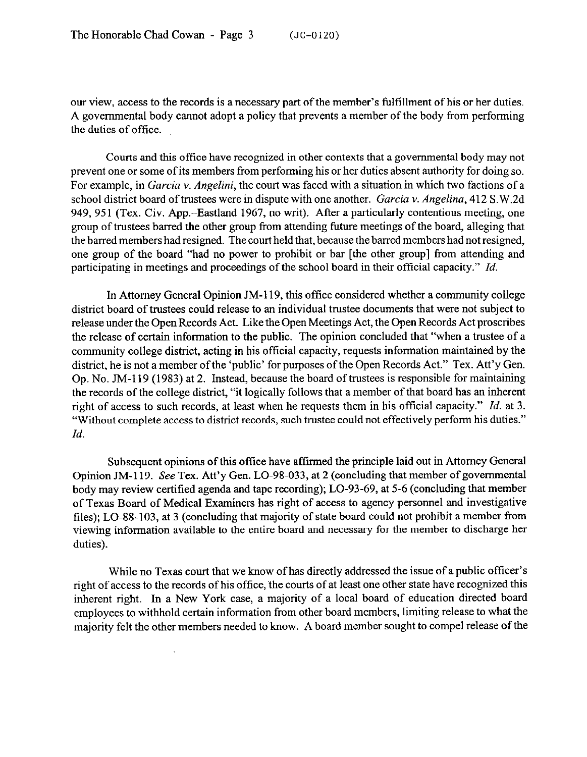our view, access to the records is a necessary part of the member's fulfillment of his or her duties. A governmental body cannot adopt a policy that prevents a member of the body from performing the duties of office.

Courts and this office have recognized in other contexts that a governmental body may not prevent one or some of its members from performing his or her duties absent authority for doing so. For example, in *Garcia v. Angelini*, the court was faced with a situation in which two factions of a school district board of trustees were in dispute with one another. *Garcia v. Angelina*, 412 S.W.2d 949, 951 (Tex. Civ. App.–Eastland 1967, no writ). After a particularly contentious meeting, one group of trustees barred the other group from attending future meetings of the board, alleging that the barred members had resigned. The court held that, because the barred members had not resigned, one group of the board "had no power to prohibit or bar [the other group] from attending and participating in meetings and proceedings of the school board in their official capacity." *Id.*

In Attorney General Opinion JM-119, this office considered whether a community college district board of trustees could release to an individual trustee documents that were not subject to release under the Open Records Act. Like the Open Meetings Act, the Open Records Act proscribes the release of certain information to the public. The opinion concluded that "when a trustee of a community college district, acting in his official capacity, requests information maintained by the district, he is not a member of the 'public' for purposes of the Open Records Act." Tex. Att'y Gen. Op. No. JM-119 (1983) at 2. Instead, because the board of trustees is responsible for maintaining the records of the college district, "it logically follows that a member of that board has an inherent right of access to such records, at least when he requests them in his official capacity." *Id.* at 3. "Without complete access to district records, such trustee could not effectively perform his duties." *Id.*

Subsequent opinions of this office have affirmed the principle laid out in Attorney General Opinion JM-119. *See* Tex. Att'y Gen. LO-98-033, at 2 (concluding that member of governmental body may review certified agenda and tape recording); LO-93-69, at 5-6 (concluding that member of Texas Board of Medical Examiners has right of access to agency personnel and investigative files); LO-88-103, at 3 (concluding that majority of state board could not prohibit a member from viewing information available to the entire board and necessary for the member to discharge her duties).

While no Texas court that we know of has directly addressed the issue of a public officer's right of access to the records of his office, the courts of at least one other state have recognized this inherent right. In a New York case, a majority of a local board of education directed board employees to withhold certain information from other board members, limiting release to what the majority felt the other members needed to know. A board member sought to compel release of the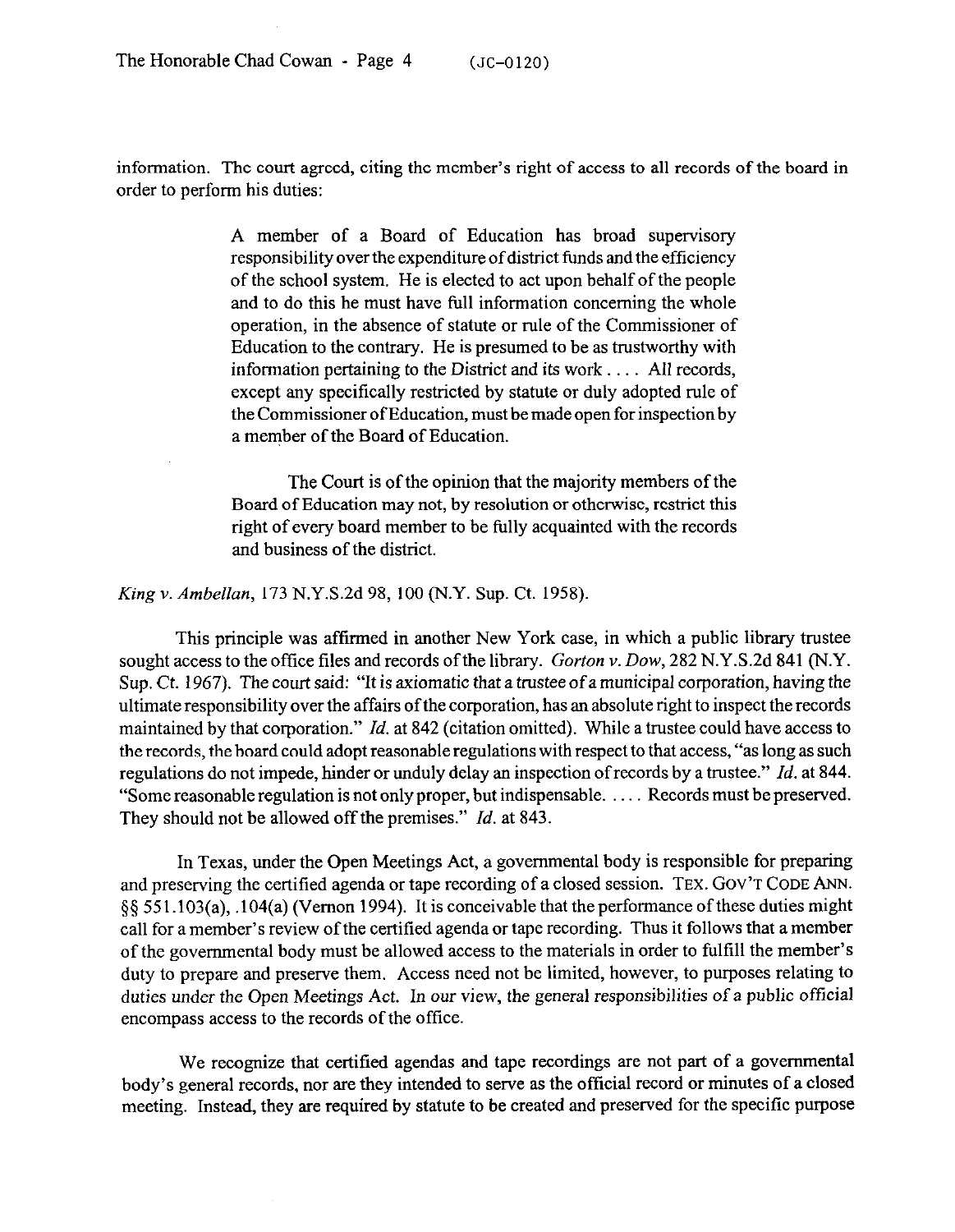information. The court agreed, citing the member's right of access to all records of the board in order to perform his duties:

> A member of a Board of Education has broad supervisory responsibility over the expenditure of district funds and the efficiency of the school system. He is elected to act upon behalf of the people and to do this he must have full information concerning the whole operation, in the absence of statute or rule of the Commissioner of Education to the contrary. He is presumed to be as trustworthy with information pertaining to the District and its work . . . . All records, except any specifically restricted by statute or duly adopted rule of the Commissioner of Education, must be made open for inspection by a member of the Board of Education.
>
> The Court is of the opinion that the majority members of the Board of Education may not, by resolution or otherwise, restrict this right of every board member to be fully acquainted with the records and business of the district.

*King v. Ambellan*, 173 N.Y.S.2d 98, 100 (N.Y. Sup. Ct. 1958).

This principle was affirmed in another New York case, in which a public library trustee sought access to the office files and records of the library. *Gorton v. Dow*, 282 N.Y.S.2d 841 (N.Y. Sup. Ct. 1967). The court said: "It is axiomatic that a trustee of a municipal corporation, having the ultimate responsibility over the affairs of the corporation, has an absolute right to inspect the records maintained by that corporation." *Id.* at 842 (citation omitted). While a trustee could have access to the records, the board could adopt reasonable regulations with respect to that access, "as long as such regulations do not impede, hinder or unduly delay an inspection of records by a trustee." *Id.* at 844. "Some reasonable regulation is not only proper, but indispensable. . . . . Records must be preserved. They should not be allowed off the premises." *Id.* at 843.

In Texas, under the Open Meetings Act, a governmental body is responsible for preparing and preserving the certified agenda or tape recording of a closed session. TEX. GOV'T CODE ANN. §§ 551.103(a), .104(a) (Vernon 1994). It is conceivable that the performance of these duties might call for a member's review of the certified agenda or tape recording. Thus it follows that a member of the governmental body must be allowed access to the materials in order to fulfill the member's duty to prepare and preserve them. Access need not be limited, however, to purposes relating to duties under the Open Meetings Act. In our view, the general responsibilities of a public official encompass access to the records of the office.

We recognize that certified agendas and tape recordings are not part of a governmental body's general records, nor are they intended to serve as the official record or minutes of a closed meeting. Instead, they are required by statute to be created and preserved for the specific purpose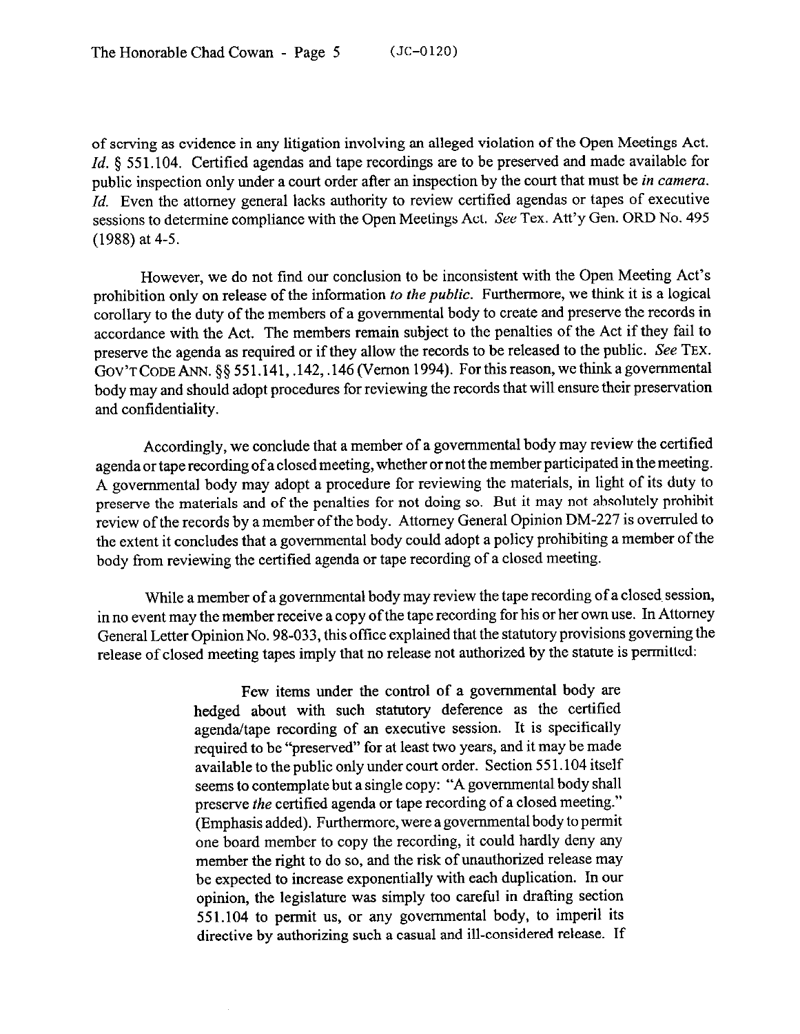of serving as evidence in any litigation involving an alleged violation of the Open Meetings Act. *Id.* § 551.104. Certified agendas and tape recordings are to be preserved and made available for public inspection only under a court order after an inspection by the court that must be *in camera*. *Id.* Even the attorney general lacks authority to review certified agendas or tapes of executive sessions to determine compliance with the Open Meetings Act. *See* Tex. Att'y Gen. ORD No. 495 (1988) at 4-5.

However, we do not find our conclusion to be inconsistent with the Open Meeting Act's prohibition only on release of the information *to the public*. Furthermore, we think it is a logical corollary to the duty of the members of a governmental body to create and preserve the records in accordance with the Act. The members remain subject to the penalties of the Act if they fail to preserve the agenda as required or if they allow the records to be released to the public. *See* TEX. GOV'T CODE ANN. §§ 551.141, .142, .146 (Vernon 1994). For this reason, we think a governmental body may and should adopt procedures for reviewing the records that will ensure their preservation and confidentiality.

Accordingly, we conclude that a member of a governmental body may review the certified agenda or tape recording of a closed meeting, whether or not the member participated in the meeting. A governmental body may adopt a procedure for reviewing the materials, in light of its duty to preserve the materials and of the penalties for not doing so. But it may not absolutely prohibit review of the records by a member of the body. Attorney General Opinion DM-227 is overruled to the extent it concludes that a governmental body could adopt a policy prohibiting a member of the body from reviewing the certified agenda or tape recording of a closed meeting.

While a member of a governmental body may review the tape recording of a closed session, in no event may the member receive a copy of the tape recording for his or her own use. In Attorney General Letter Opinion No. 98-033, this office explained that the statutory provisions governing the release of closed meeting tapes imply that no release not authorized by the statute is permitted:

> Few items under the control of a governmental body are hedged about with such statutory deference as the certified agenda/tape recording of an executive session. It is specifically required to be "preserved" for at least two years, and it may be made available to the public only under court order. Section 551.104 itself seems to contemplate but a single copy: "A governmental body shall preserve *the* certified agenda or tape recording of a closed meeting." (Emphasis added). Furthermore, were a governmental body to permit one board member to copy the recording, it could hardly deny any member the right to do so, and the risk of unauthorized release may be expected to increase exponentially with each duplication. In our opinion, the legislature was simply too careful in drafting section 551.104 to permit us, or any governmental body, to imperil its directive by authorizing such a casual and ill-considered release. If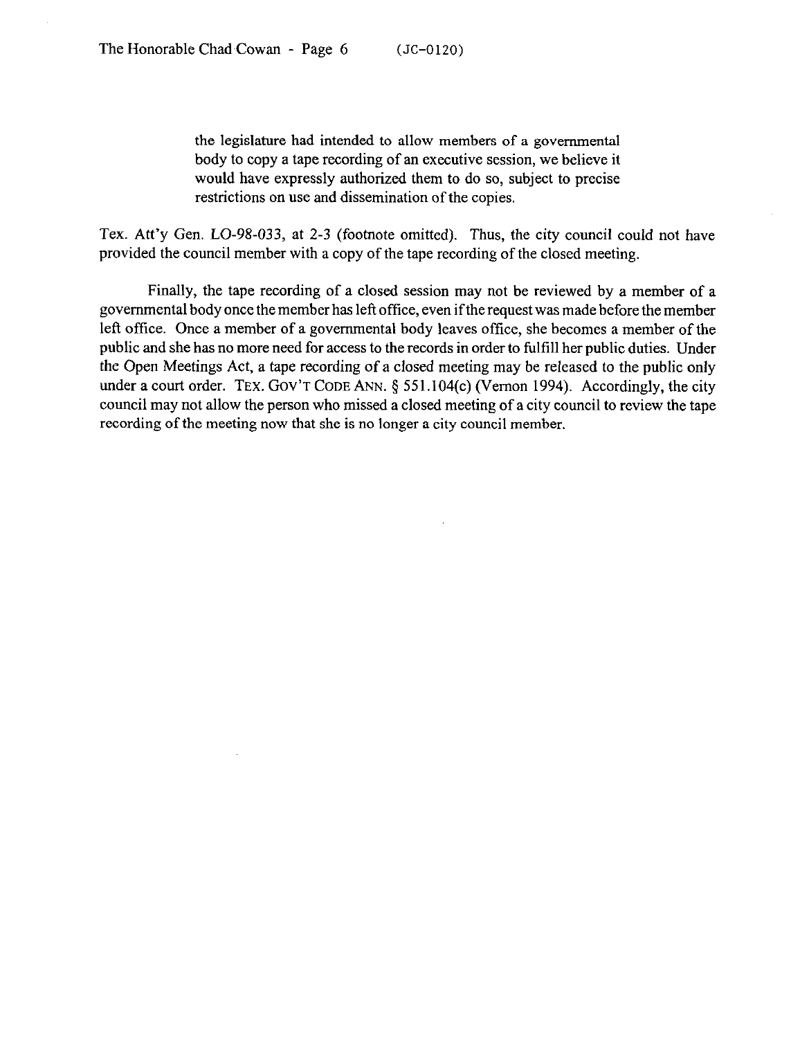> the legislature had intended to allow members of a governmental body to copy a tape recording of an executive session, we believe it would have expressly authorized them to do so, subject to precise restrictions on use and dissemination of the copies.

Tex. Att'y Gen. LO-98-033, at 2-3 (footnote omitted). Thus, the city council could not have provided the council member with a copy of the tape recording of the closed meeting.

Finally, the tape recording of a closed session may not be reviewed by a member of a governmental body once the member has left office, even if the request was made before the member left office. Once a member of a governmental body leaves office, she becomes a member of the public and she has no more need for access to the records in order to fulfill her public duties. Under the Open Meetings Act, a tape recording of a closed meeting may be released to the public only under a court order. TEX. GOV'T CODE ANN. § 551.104(c) (Vernon 1994). Accordingly, the city council may not allow the person who missed a closed meeting of a city council to review the tape recording of the meeting now that she is no longer a city council member.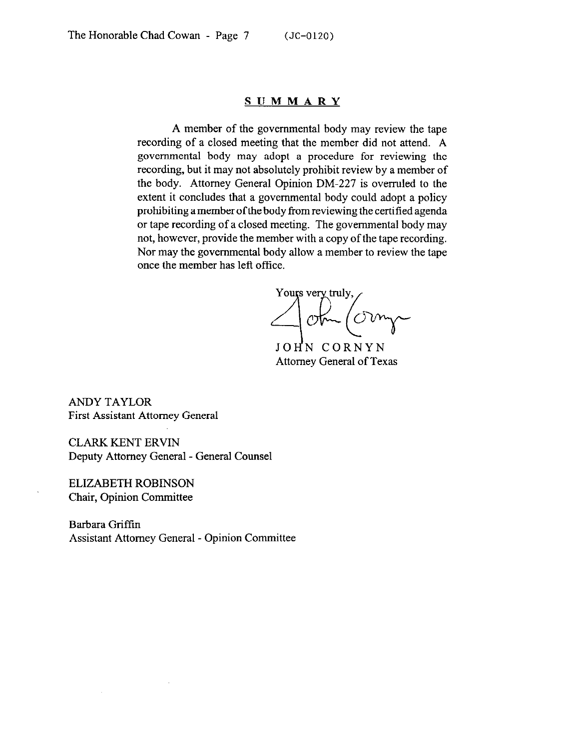## SUMMARY

A member of the governmental body may review the tape recording of a closed meeting that the member did not attend. A governmental body may adopt a procedure for reviewing the recording, but it may not absolutely prohibit review by a member of the body. Attorney General Opinion DM-227 is overruled to the extent it concludes that a governmental body could adopt a policy prohibiting a member of the body from reviewing the certified agenda or tape recording of a closed meeting. The governmental body may not, however, provide the member with a copy of the tape recording. Nor may the governmental body allow a member to review the tape once the member has left office.

Yours very truly,

JOHN CORNYN
Attorney General of Texas

ANDY TAYLOR
First Assistant Attorney General

CLARK KENT ERVIN
Deputy Attorney General - General Counsel

ELIZABETH ROBINSON
Chair, Opinion Committee

Barbara Griffin
Assistant Attorney General - Opinion Committee